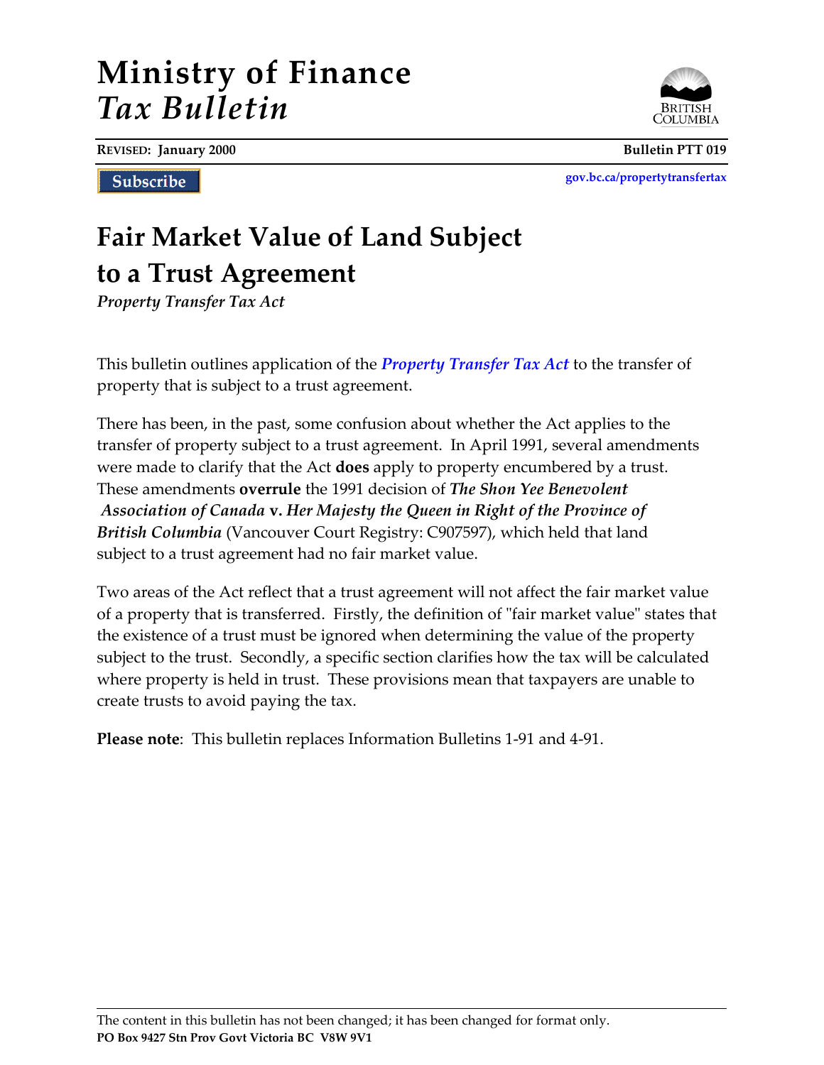# Ministry of Finance
# *Tax Bulletin*

**REVISED: January 2000** **Bulletin PTT 019**

Subscribe

gov.bc.ca/propertytransfertax

## Fair Market Value of Land Subject to a Trust Agreement

*Property Transfer Tax Act*

This bulletin outlines application of the ***Property Transfer Tax Act*** to the transfer of property that is subject to a trust agreement.

There has been, in the past, some confusion about whether the Act applies to the transfer of property subject to a trust agreement. In April 1991, several amendments were made to clarify that the Act **does** apply to property encumbered by a trust. These amendments **overrule** the 1991 decision of ***The Shon Yee Benevolent Association of Canada* v. *Her Majesty the Queen in Right of the Province of British Columbia*** (Vancouver Court Registry: C907597), which held that land subject to a trust agreement had no fair market value.

Two areas of the Act reflect that a trust agreement will not affect the fair market value of a property that is transferred. Firstly, the definition of "fair market value" states that the existence of a trust must be ignored when determining the value of the property subject to the trust. Secondly, a specific section clarifies how the tax will be calculated where property is held in trust. These provisions mean that taxpayers are unable to create trusts to avoid paying the tax.

**Please note**: This bulletin replaces Information Bulletins 1-91 and 4-91.

The content in this bulletin has not been changed; it has been changed for format only.

**PO Box 9427 Stn Prov Govt Victoria BC V8W 9V1**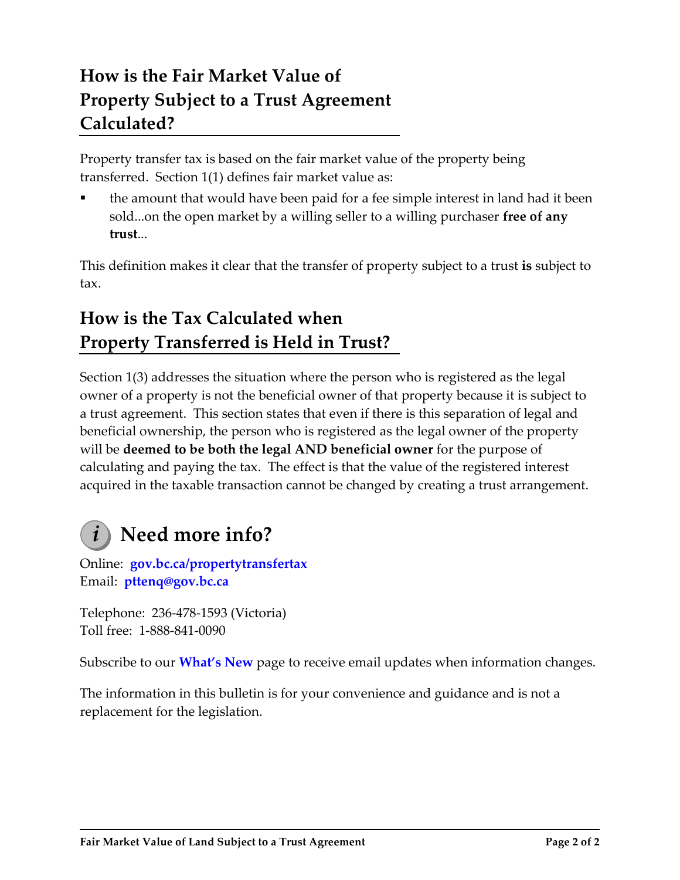## How is the Fair Market Value of Property Subject to a Trust Agreement Calculated?

Property transfer tax is based on the fair market value of the property being transferred. Section 1(1) defines fair market value as:

- the amount that would have been paid for a fee simple interest in land had it been sold...on the open market by a willing seller to a willing purchaser **free of any trust**...

This definition makes it clear that the transfer of property subject to a trust **is** subject to tax.

## How is the Tax Calculated when Property Transferred is Held in Trust?

Section 1(3) addresses the situation where the person who is registered as the legal owner of a property is not the beneficial owner of that property because it is subject to a trust agreement. This section states that even if there is this separation of legal and beneficial ownership, the person who is registered as the legal owner of the property will be **deemed to be both the legal AND beneficial owner** for the purpose of calculating and paying the tax. The effect is that the value of the registered interest acquired in the taxable transaction cannot be changed by creating a trust arrangement.

## Need more info?

Online: **gov.bc.ca/propertytransfertax**
Email: **pttenq@gov.bc.ca**

Telephone: 236-478-1593 (Victoria)
Toll free: 1-888-841-0090

Subscribe to our **What's New** page to receive email updates when information changes.

The information in this bulletin is for your convenience and guidance and is not a replacement for the legislation.